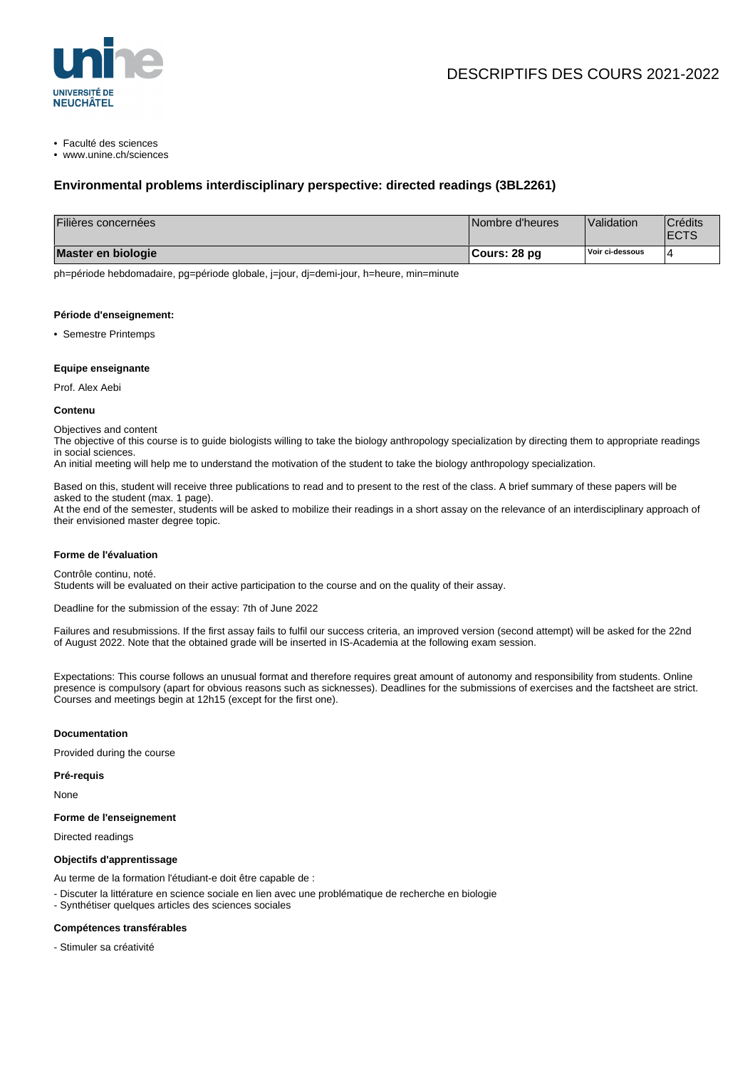DESCRIPTIFS DES COURS 2021-2022

- Faculté des sciences
- www.unine.ch/sciences

## Environmental problems interdisciplinary perspective: directed readings (3BL2261)

| Filières concernées | Nombre d'heures | Validation | Crédits ECTS |
|---|---|---|---|
| **Master en biologie** | **Cours: 28 pg** | **Voir ci-dessous** | 4 |

ph=période hebdomadaire, pg=période globale, j=jour, dj=demi-jour, h=heure, min=minute

#### Période d'enseignement:

- Semestre Printemps

#### Equipe enseignante

Prof. Alex Aebi

#### Contenu

Objectives and content
The objective of this course is to guide biologists willing to take the biology anthropology specialization by directing them to appropriate readings in social sciences.
An initial meeting will help me to understand the motivation of the student to take the biology anthropology specialization.

Based on this, student will receive three publications to read and to present to the rest of the class. A brief summary of these papers will be asked to the student (max. 1 page).
At the end of the semester, students will be asked to mobilize their readings in a short assay on the relevance of an interdisciplinary approach of their envisioned master degree topic.

#### Forme de l'évaluation

Contrôle continu, noté.
Students will be evaluated on their active participation to the course and on the quality of their assay.

Deadline for the submission of the essay: 7th of June 2022

Failures and resubmissions. If the first assay fails to fulfil our success criteria, an improved version (second attempt) will be asked for the 22nd of August 2022. Note that the obtained grade will be inserted in IS-Academia at the following exam session.

Expectations: This course follows an unusual format and therefore requires great amount of autonomy and responsibility from students. Online presence is compulsory (apart for obvious reasons such as sicknesses). Deadlines for the submissions of exercises and the factsheet are strict. Courses and meetings begin at 12h15 (except for the first one).

#### Documentation

Provided during the course

#### Pré-requis

None

#### Forme de l'enseignement

Directed readings

#### Objectifs d'apprentissage

Au terme de la formation l'étudiant-e doit être capable de :

- Discuter la littérature en science sociale en lien avec une problématique de recherche en biologie
- Synthétiser quelques articles des sciences sociales

#### Compétences transférables

- Stimuler sa créativité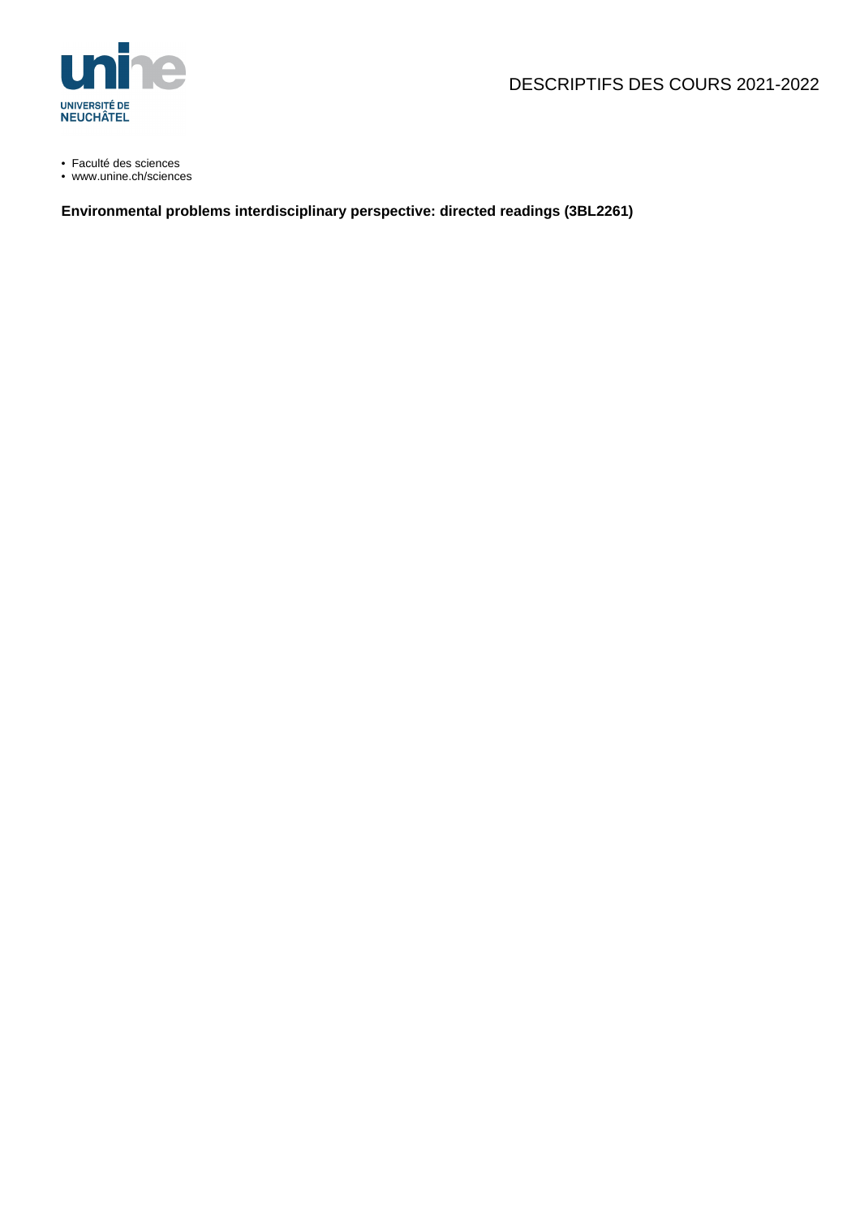- Faculté des sciences
- www.unine.ch/sciences

**Environmental problems interdisciplinary perspective: directed readings (3BL2261)**